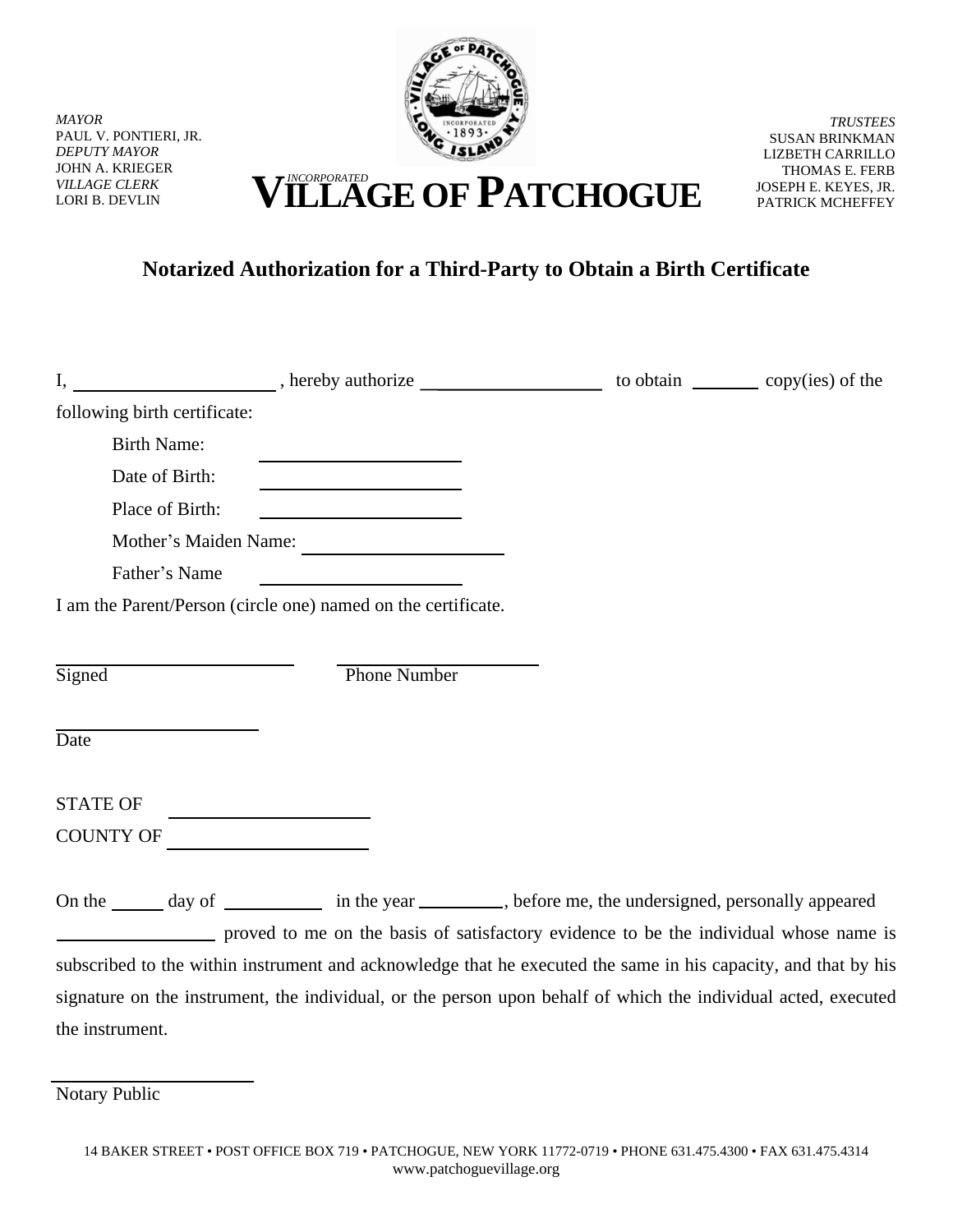*MAYOR*
PAUL V. PONTIERI, JR.
*DEPUTY MAYOR*
JOHN A. KRIEGER
*VILLAGE CLERK*
LORI B. DEVLIN

*INCORPORATED*
# VILLAGE OF PATCHOGUE

*TRUSTEES*
SUSAN BRINKMAN
LIZBETH CARRILLO
THOMAS E. FERB
JOSEPH E. KEYES, JR.
PATRICK MCHEFFEY

## Notarized Authorization for a Third-Party to Obtain a Birth Certificate

I, ______________________ , hereby authorize ____________________ to obtain _______ copy(ies) of the following birth certificate:

Birth Name: ______________________

Date of Birth: ______________________

Place of Birth: ______________________

Mother's Maiden Name: ______________________

Father's Name ______________________

I am the Parent/Person (circle one) named on the certificate.

__________________________ __________________________
Signed Phone Number

______________________
Date

STATE OF ______________________
COUNTY OF ______________________

On the _____ day of __________ in the year _________, before me, the undersigned, personally appeared _________________ proved to me on the basis of satisfactory evidence to be the individual whose name is subscribed to the within instrument and acknowledge that he executed the same in his capacity, and that by his signature on the instrument, the individual, or the person upon behalf of which the individual acted, executed the instrument.

______________________
Notary Public

14 BAKER STREET • POST OFFICE BOX 719 • PATCHOGUE, NEW YORK 11772-0719 • PHONE 631.475.4300 • FAX 631.475.4314
www.patchoguevillage.org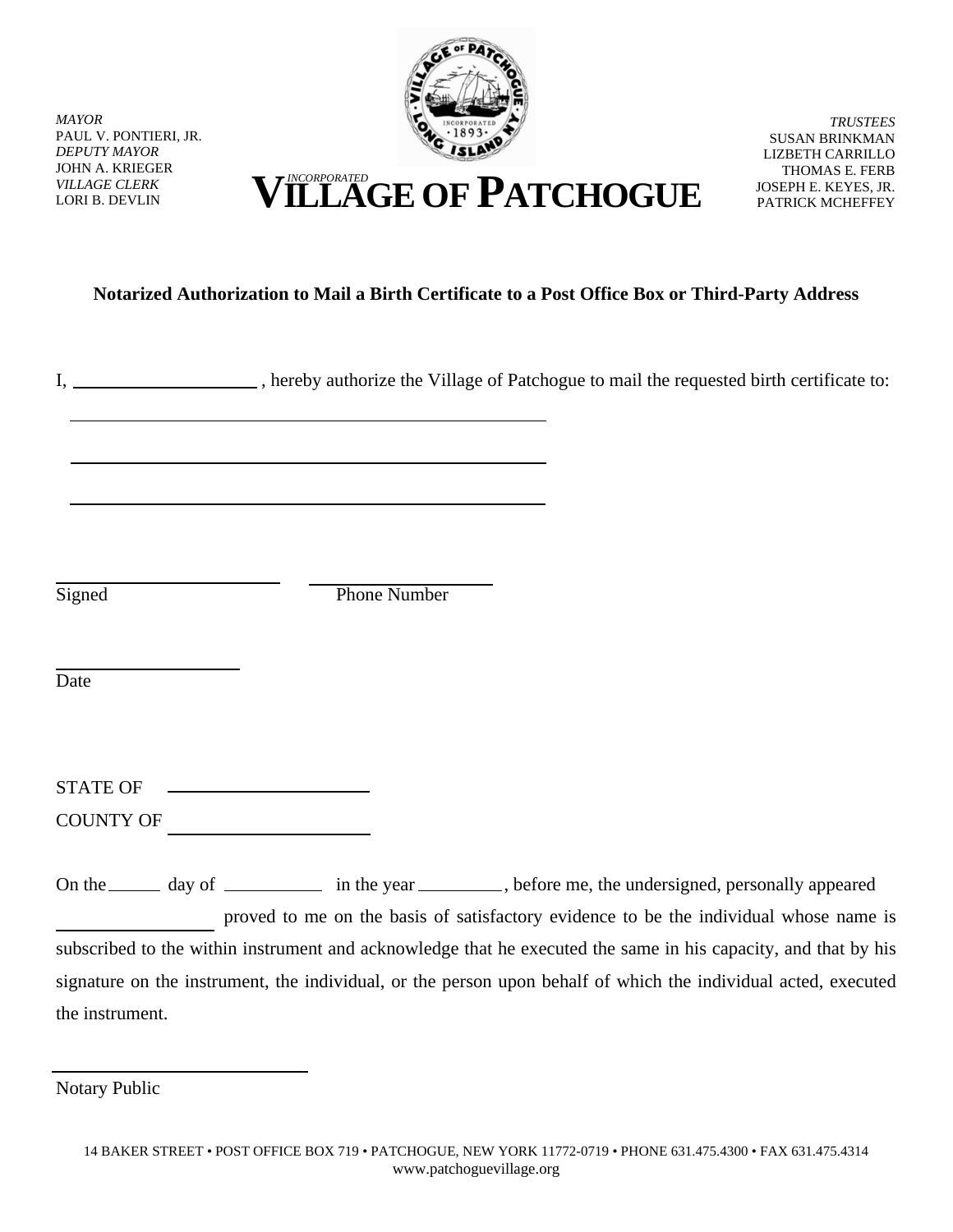MAYOR
PAUL V. PONTIERI, JR.
DEPUTY MAYOR
JOHN A. KRIEGER
VILLAGE CLERK
LORI B. DEVLIN

# INCORPORATED VILLAGE OF PATCHOGUE

TRUSTEES
SUSAN BRINKMAN
LIZBETH CARRILLO
THOMAS E. FERB
JOSEPH E. KEYES, JR.
PATRICK MCHEFFEY

**Notarized Authorization to Mail a Birth Certificate to a Post Office Box or Third-Party Address**

I, ____________________ , hereby authorize the Village of Patchogue to mail the requested birth certificate to:

____________________________________________________

____________________________________________________

____________________________________________________

________________________ ____________________
Signed Phone Number

____________________
Date

STATE OF ____________________

COUNTY OF ____________________

On the ______ day of ___________ in the year _________, before me, the undersigned, personally appeared _________________ proved to me on the basis of satisfactory evidence to be the individual whose name is subscribed to the within instrument and acknowledge that he executed the same in his capacity, and that by his signature on the instrument, the individual, or the person upon behalf of which the individual acted, executed the instrument.

____________________________
Notary Public

14 BAKER STREET • POST OFFICE BOX 719 • PATCHOGUE, NEW YORK 11772-0719 • PHONE 631.475.4300 • FAX 631.475.4314
www.patchoguevillage.org